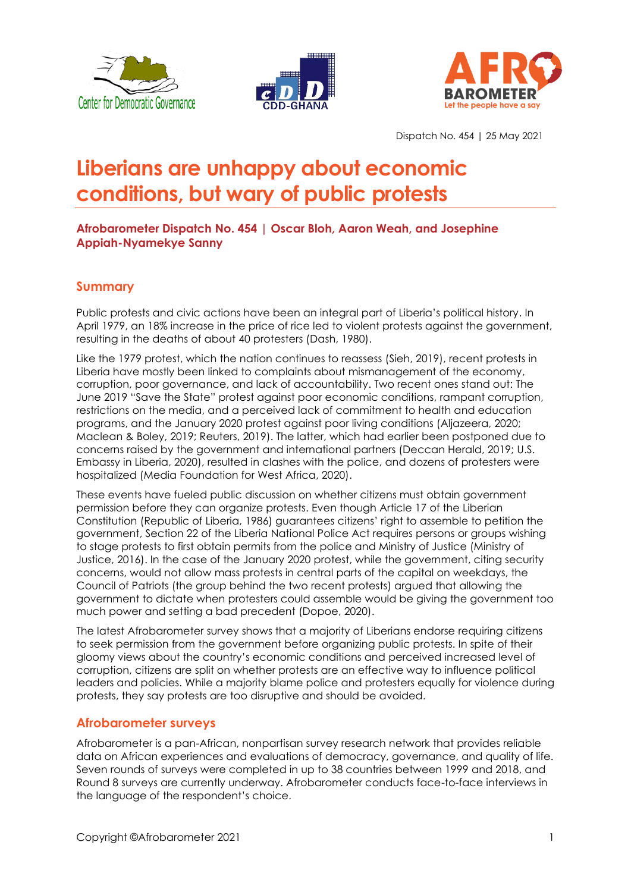Dispatch No. 454 | 25 May 2021

# Liberians are unhappy about economic conditions, but wary of public protests

**Afrobarometer Dispatch No. 454 | Oscar Bloh, Aaron Weah, and Josephine Appiah-Nyamekye Sanny**

## Summary

Public protests and civic actions have been an integral part of Liberia's political history. In April 1979, an 18% increase in the price of rice led to violent protests against the government, resulting in the deaths of about 40 protesters (Dash, 1980).

Like the 1979 protest, which the nation continues to reassess (Sieh, 2019), recent protests in Liberia have mostly been linked to complaints about mismanagement of the economy, corruption, poor governance, and lack of accountability. Two recent ones stand out: The June 2019 "Save the State" protest against poor economic conditions, rampant corruption, restrictions on the media, and a perceived lack of commitment to health and education programs, and the January 2020 protest against poor living conditions (Aljazeera, 2020; Maclean & Boley, 2019; Reuters, 2019). The latter, which had earlier been postponed due to concerns raised by the government and international partners (Deccan Herald, 2019; U.S. Embassy in Liberia, 2020), resulted in clashes with the police, and dozens of protesters were hospitalized (Media Foundation for West Africa, 2020).

These events have fueled public discussion on whether citizens must obtain government permission before they can organize protests. Even though Article 17 of the Liberian Constitution (Republic of Liberia, 1986) guarantees citizens' right to assemble to petition the government, Section 22 of the Liberia National Police Act requires persons or groups wishing to stage protests to first obtain permits from the police and Ministry of Justice (Ministry of Justice, 2016). In the case of the January 2020 protest, while the government, citing security concerns, would not allow mass protests in central parts of the capital on weekdays, the Council of Patriots (the group behind the two recent protests) argued that allowing the government to dictate when protesters could assemble would be giving the government too much power and setting a bad precedent (Dopoe, 2020).

The latest Afrobarometer survey shows that a majority of Liberians endorse requiring citizens to seek permission from the government before organizing public protests. In spite of their gloomy views about the country's economic conditions and perceived increased level of corruption, citizens are split on whether protests are an effective way to influence political leaders and policies. While a majority blame police and protesters equally for violence during protests, they say protests are too disruptive and should be avoided.

## Afrobarometer surveys

Afrobarometer is a pan-African, nonpartisan survey research network that provides reliable data on African experiences and evaluations of democracy, governance, and quality of life. Seven rounds of surveys were completed in up to 38 countries between 1999 and 2018, and Round 8 surveys are currently underway. Afrobarometer conducts face-to-face interviews in the language of the respondent's choice.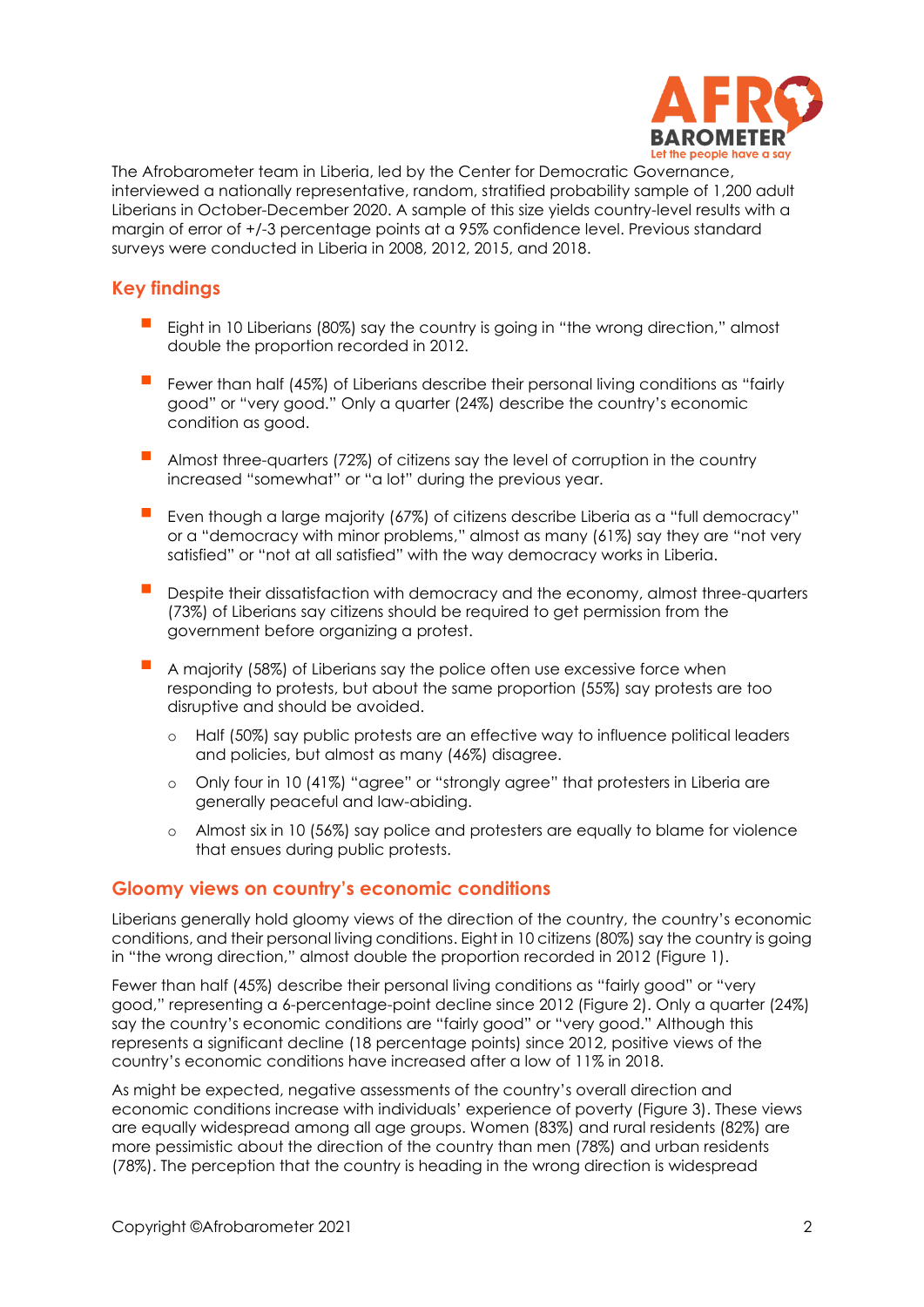The Afrobarometer team in Liberia, led by the Center for Democratic Governance, interviewed a nationally representative, random, stratified probability sample of 1,200 adult Liberians in October-December 2020. A sample of this size yields country-level results with a margin of error of +/-3 percentage points at a 95% confidence level. Previous standard surveys were conducted in Liberia in 2008, 2012, 2015, and 2018.

## Key findings

- Eight in 10 Liberians (80%) say the country is going in "the wrong direction," almost double the proportion recorded in 2012.
- Fewer than half (45%) of Liberians describe their personal living conditions as "fairly good" or "very good." Only a quarter (24%) describe the country's economic condition as good.
- Almost three-quarters (72%) of citizens say the level of corruption in the country increased "somewhat" or "a lot" during the previous year.
- Even though a large majority (67%) of citizens describe Liberia as a "full democracy" or a "democracy with minor problems," almost as many (61%) say they are "not very satisfied" or "not at all satisfied" with the way democracy works in Liberia.
- Despite their dissatisfaction with democracy and the economy, almost three-quarters (73%) of Liberians say citizens should be required to get permission from the government before organizing a protest.
- A majority (58%) of Liberians say the police often use excessive force when responding to protests, but about the same proportion (55%) say protests are too disruptive and should be avoided.
  - Half (50%) say public protests are an effective way to influence political leaders and policies, but almost as many (46%) disagree.
  - Only four in 10 (41%) "agree" or "strongly agree" that protesters in Liberia are generally peaceful and law-abiding.
  - Almost six in 10 (56%) say police and protesters are equally to blame for violence that ensues during public protests.

## Gloomy views on country's economic conditions

Liberians generally hold gloomy views of the direction of the country, the country's economic conditions, and their personal living conditions. Eight in 10 citizens (80%) say the country is going in "the wrong direction," almost double the proportion recorded in 2012 (Figure 1).

Fewer than half (45%) describe their personal living conditions as "fairly good" or "very good," representing a 6-percentage-point decline since 2012 (Figure 2). Only a quarter (24%) say the country's economic conditions are "fairly good" or "very good." Although this represents a significant decline (18 percentage points) since 2012, positive views of the country's economic conditions have increased after a low of 11% in 2018.

As might be expected, negative assessments of the country's overall direction and economic conditions increase with individuals' experience of poverty (Figure 3). These views are equally widespread among all age groups. Women (83%) and rural residents (82%) are more pessimistic about the direction of the country than men (78%) and urban residents (78%). The perception that the country is heading in the wrong direction is widespread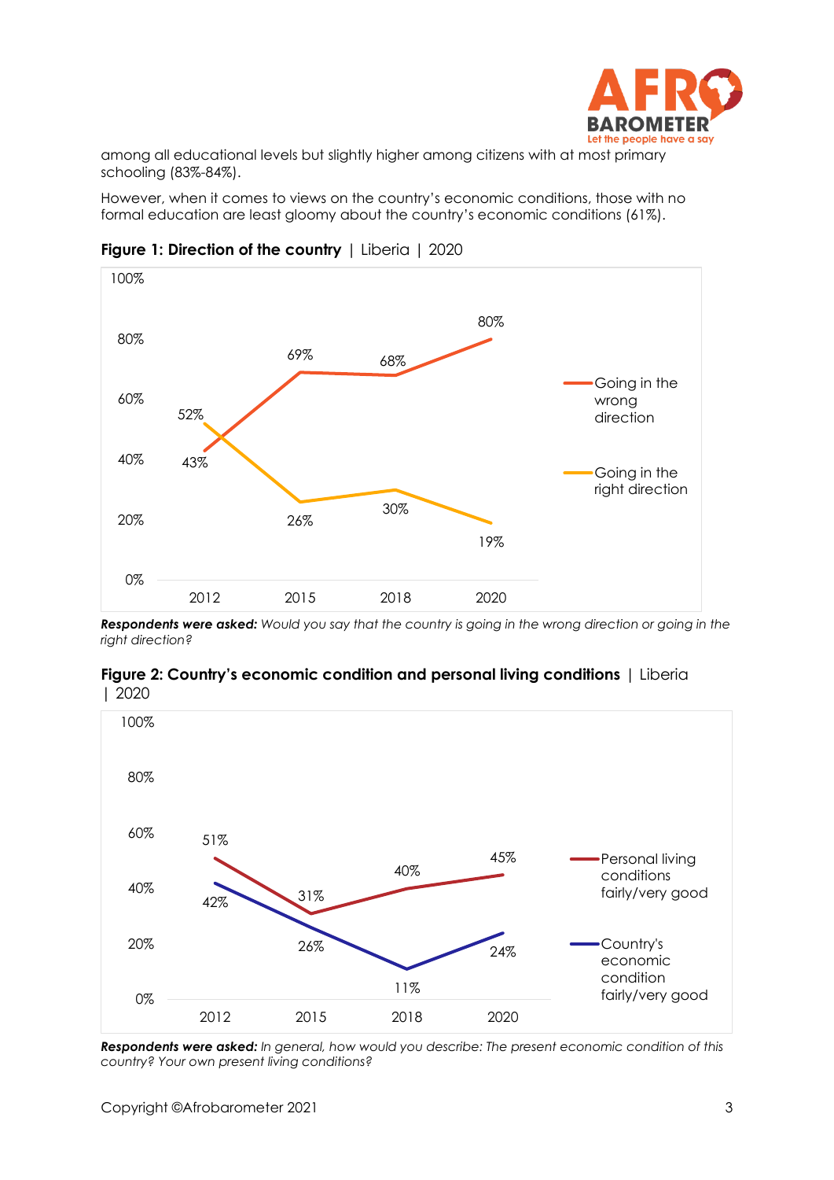among all educational levels but slightly higher among citizens with at most primary schooling (83%-84%).

However, when it comes to views on the country's economic conditions, those with no formal education are least gloomy about the country's economic conditions (61%).

**Figure 1: Direction of the country** | Liberia | 2020

| | 2012 | 2015 | 2018 | 2020 |
|---|---|---|---|---|
| Going in the wrong direction | 43% | 69% | 68% | 80% |
| Going in the right direction | 52% | 26% | 30% | 19% |

***Respondents were asked:*** *Would you say that the country is going in the wrong direction or going in the right direction?*

**Figure 2: Country's economic condition and personal living conditions** | Liberia | 2020

| | 2012 | 2015 | 2018 | 2020 |
|---|---|---|---|---|
| Personal living conditions fairly/very good | 51% | 31% | 40% | 45% |
| Country's economic condition fairly/very good | 42% | 26% | 11% | 24% |

***Respondents were asked:*** *In general, how would you describe: The present economic condition of this country? Your own present living conditions?*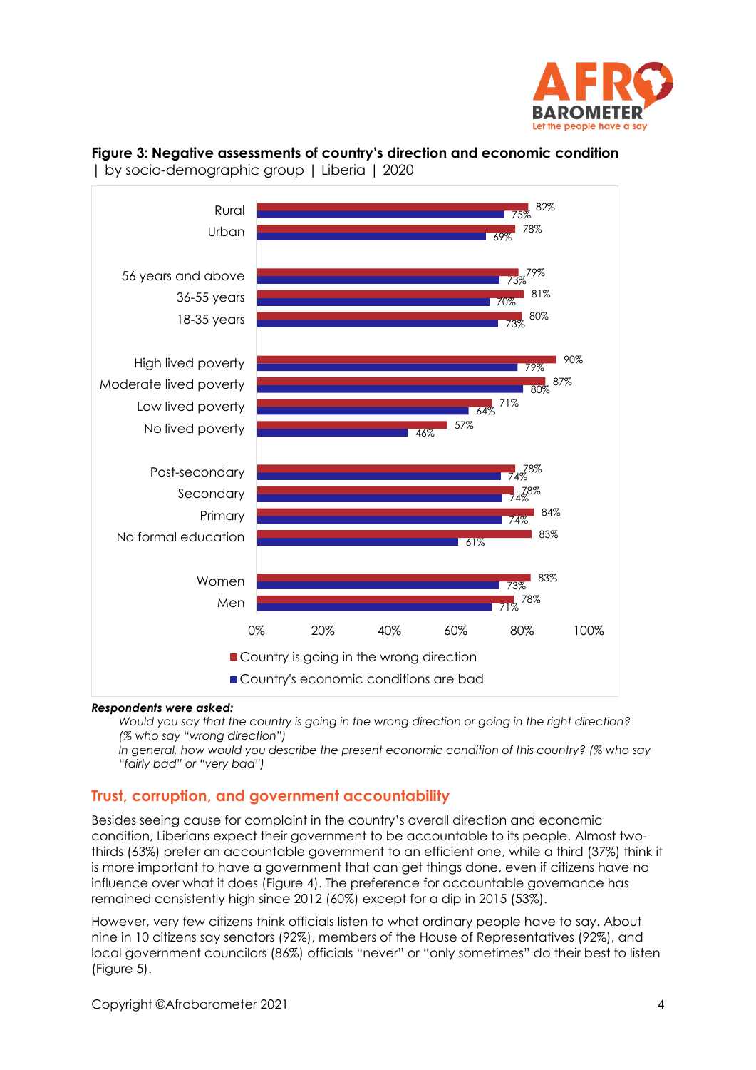**Figure 3: Negative assessments of country's direction and economic condition** | by socio-demographic group | Liberia | 2020

| | Country is going in the wrong direction | Country's economic conditions are bad |
|---|---|---|
| Rural | 82% | 75% |
| Urban | 78% | 69% |
| 56 years and above | 79% | 73% |
| 36-55 years | 81% | 70% |
| 18-35 years | 80% | 73% |
| High lived poverty | 90% | 79% |
| Moderate lived poverty | 87% | 80% |
| Low lived poverty | 71% | 64% |
| No lived poverty | 57% | 46% |
| Post-secondary | 78% | 74% |
| Secondary | 78% | 74% |
| Primary | 84% | 74% |
| No formal education | 83% | 61% |
| Women | 83% | 73% |
| Men | 78% | 71% |

***Respondents were asked:***

*Would you say that the country is going in the wrong direction or going in the right direction? (% who say "wrong direction")*

*In general, how would you describe the present economic condition of this country? (% who say "fairly bad" or "very bad")*

## Trust, corruption, and government accountability

Besides seeing cause for complaint in the country's overall direction and economic condition, Liberians expect their government to be accountable to its people. Almost two-thirds (63%) prefer an accountable government to an efficient one, while a third (37%) think it is more important to have a government that can get things done, even if citizens have no influence over what it does (Figure 4). The preference for accountable governance has remained consistently high since 2012 (60%) except for a dip in 2015 (53%).

However, very few citizens think officials listen to what ordinary people have to say. About nine in 10 citizens say senators (92%), members of the House of Representatives (92%), and local government councilors (86%) officials "never" or "only sometimes" do their best to listen (Figure 5).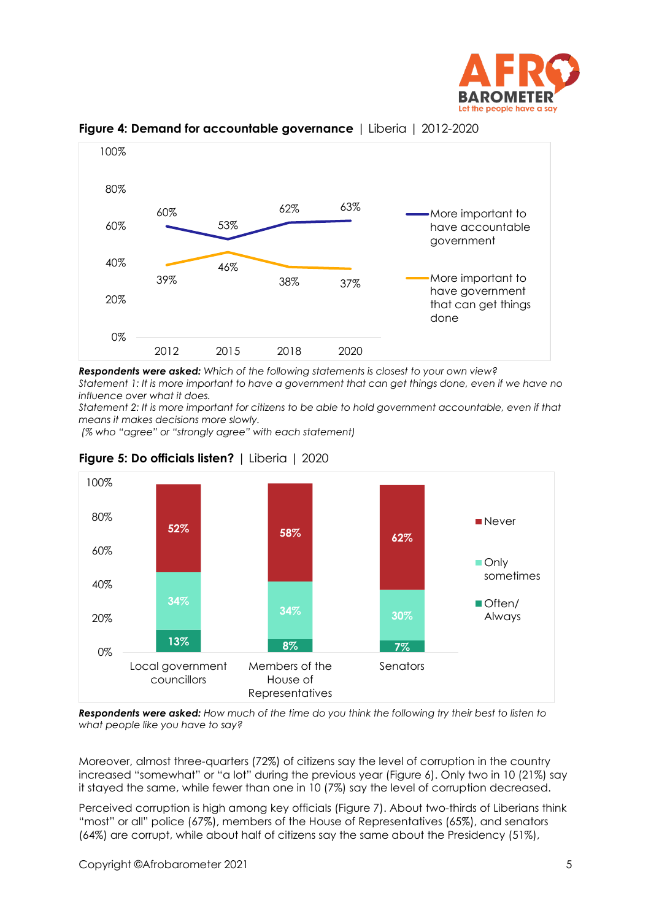**Figure 4: Demand for accountable governance** | Liberia | 2012-2020

| | 2012 | 2015 | 2018 | 2020 |
|---|---|---|---|---|
| More important to have accountable government | 60% | 53% | 62% | 63% |
| More important to have government that can get things done | 39% | 46% | 38% | 37% |

***Respondents were asked:*** *Which of the following statements is closest to your own view?*
*Statement 1: It is more important to have a government that can get things done, even if we have no influence over what it does.*
*Statement 2: It is more important for citizens to be able to hold government accountable, even if that means it makes decisions more slowly.*
*(% who "agree" or "strongly agree" with each statement)*

**Figure 5: Do officials listen?** | Liberia | 2020

| | Never | Only sometimes | Often/ Always |
|---|---|---|---|
| Local government councillors | 52% | 34% | 13% |
| Members of the House of Representatives | 58% | 34% | 8% |
| Senators | 62% | 30% | 7% |

***Respondents were asked:*** *How much of the time do you think the following try their best to listen to what people like you have to say?*

Moreover, almost three-quarters (72%) of citizens say the level of corruption in the country increased "somewhat" or "a lot" during the previous year (Figure 6). Only two in 10 (21%) say it stayed the same, while fewer than one in 10 (7%) say the level of corruption decreased.

Perceived corruption is high among key officials (Figure 7). About two-thirds of Liberians think "most" or all" police (67%), members of the House of Representatives (65%), and senators (64%) are corrupt, while about half of citizens say the same about the Presidency (51%),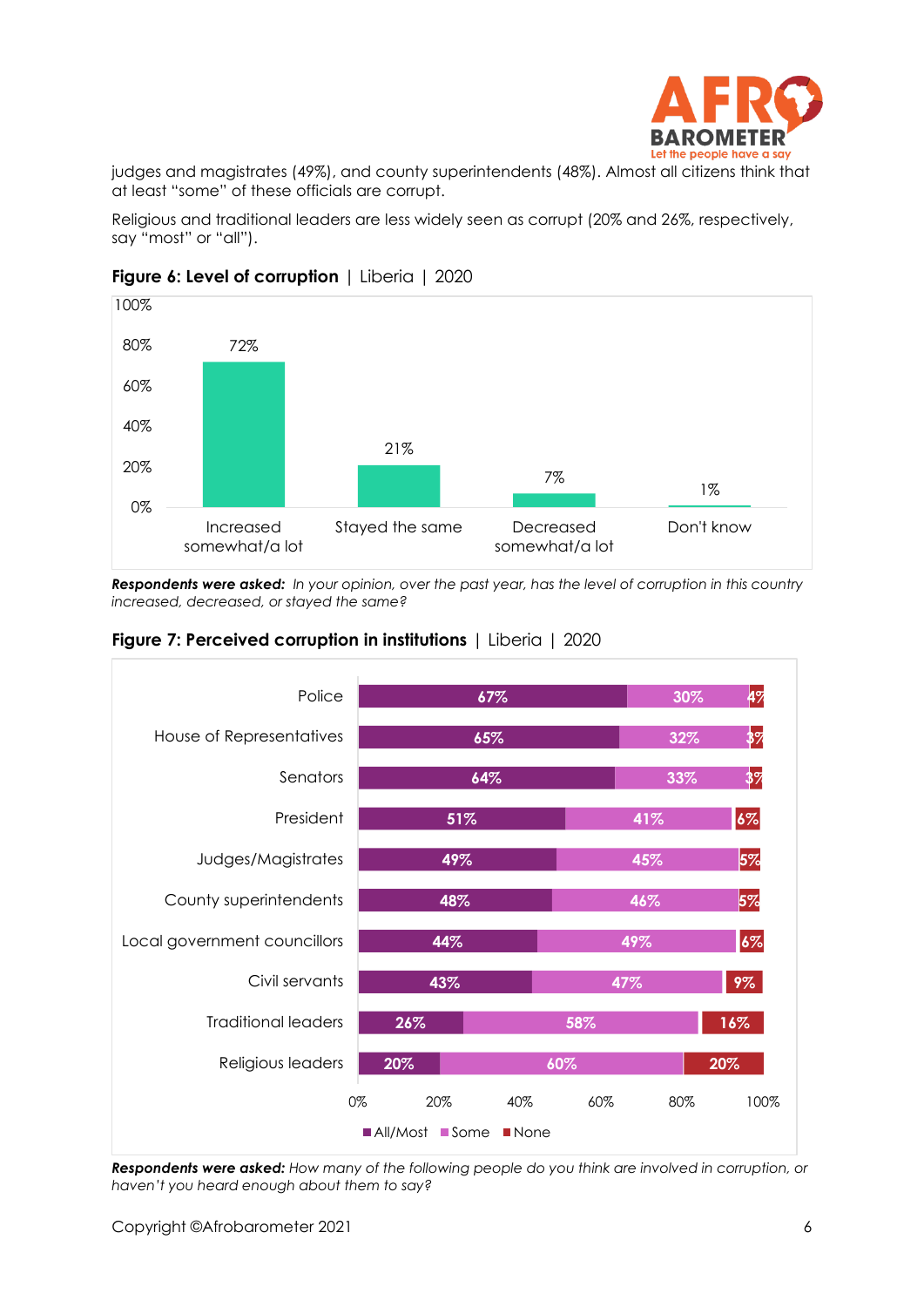judges and magistrates (49%), and county superintendents (48%). Almost all citizens think that at least "some" of these officials are corrupt.

Religious and traditional leaders are less widely seen as corrupt (20% and 26%, respectively, say "most" or "all").

**Figure 6: Level of corruption** | Liberia | 2020

| Response | Percentage |
|---|---|
| Increased somewhat/a lot | 72% |
| Stayed the same | 21% |
| Decreased somewhat/a lot | 7% |
| Don't know | 1% |

***Respondents were asked:*** *In your opinion, over the past year, has the level of corruption in this country increased, decreased, or stayed the same?*

**Figure 7: Perceived corruption in institutions** | Liberia | 2020

| Institution | All/Most | Some | None |
|---|---|---|---|
| Police | 67% | 30% | 4% |
| House of Representatives | 65% | 32% | 3% |
| Senators | 64% | 33% | 3% |
| President | 51% | 41% | 6% |
| Judges/Magistrates | 49% | 45% | 5% |
| County superintendents | 48% | 46% | 5% |
| Local government councillors | 44% | 49% | 6% |
| Civil servants | 43% | 47% | 9% |
| Traditional leaders | 26% | 58% | 16% |
| Religious leaders | 20% | 60% | 20% |

***Respondents were asked:*** *How many of the following people do you think are involved in corruption, or haven't you heard enough about them to say?*

Copyright ©Afrobarometer 2021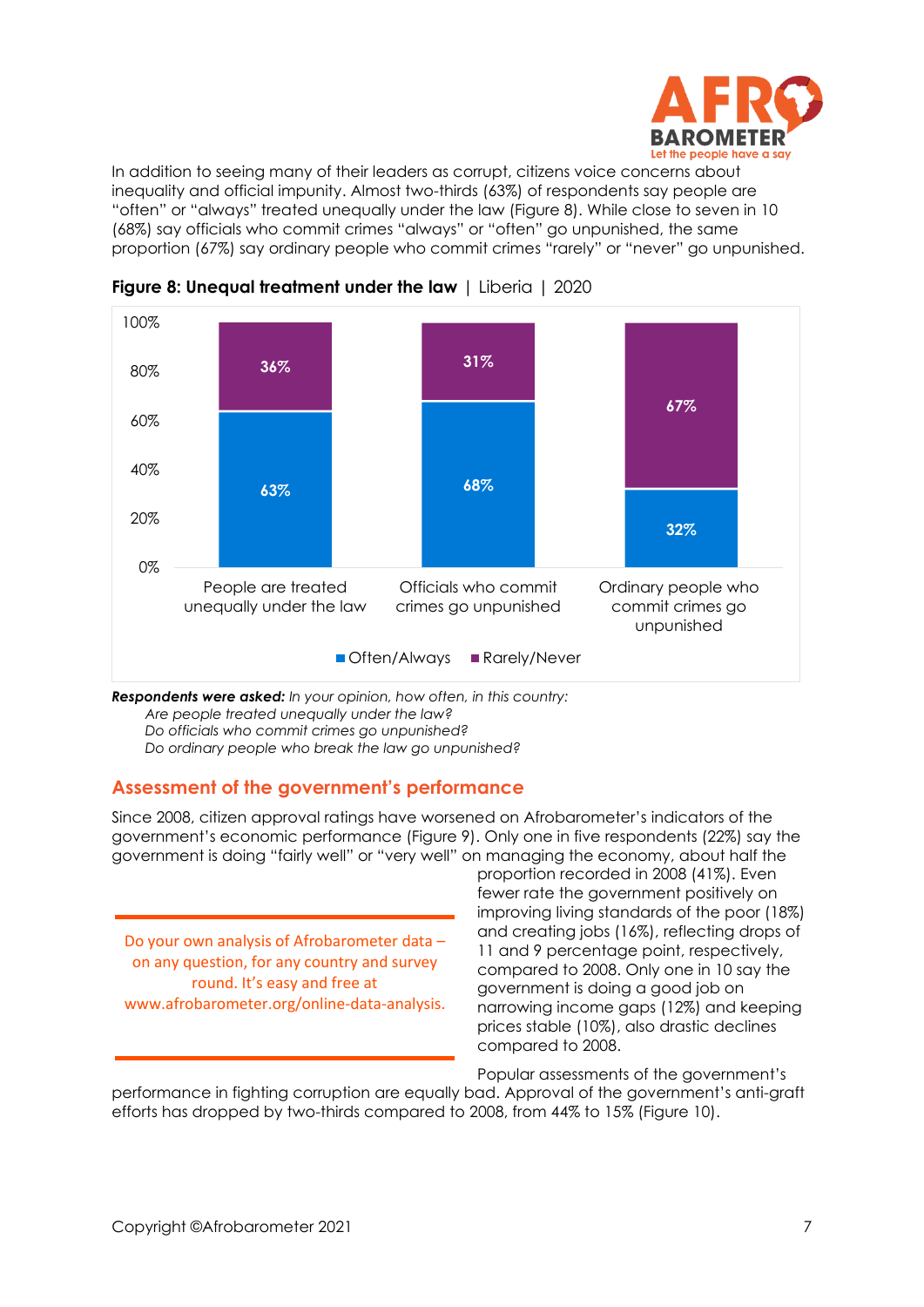In addition to seeing many of their leaders as corrupt, citizens voice concerns about inequality and official impunity. Almost two-thirds (63%) of respondents say people are "often" or "always" treated unequally under the law (Figure 8). While close to seven in 10 (68%) say officials who commit crimes "always" or "often" go unpunished, the same proportion (67%) say ordinary people who commit crimes "rarely" or "never" go unpunished.

**Figure 8: Unequal treatment under the law** | Liberia | 2020

| | Often/Always | Rarely/Never |
|---|---|---|
| People are treated unequally under the law | 63% | 36% |
| Officials who commit crimes go unpunished | 68% | 31% |
| Ordinary people who commit crimes go unpunished | 32% | 67% |

***Respondents were asked:*** *In your opinion, how often, in this country:*
*Are people treated unequally under the law?*
*Do officials who commit crimes go unpunished?*
*Do ordinary people who break the law go unpunished?*

## Assessment of the government's performance

Since 2008, citizen approval ratings have worsened on Afrobarometer's indicators of the government's economic performance (Figure 9). Only one in five respondents (22%) say the government is doing "fairly well" or "very well" on managing the economy, about half the proportion recorded in 2008 (41%). Even fewer rate the government positively on improving living standards of the poor (18%) and creating jobs (16%), reflecting drops of 11 and 9 percentage point, respectively, compared to 2008. Only one in 10 say the government is doing a good job on narrowing income gaps (12%) and keeping prices stable (10%), also drastic declines compared to 2008.

Do your own analysis of Afrobarometer data – on any question, for any country and survey round. It's easy and free at www.afrobarometer.org/online-data-analysis.

Popular assessments of the government's performance in fighting corruption are equally bad. Approval of the government's anti-graft efforts has dropped by two-thirds compared to 2008, from 44% to 15% (Figure 10).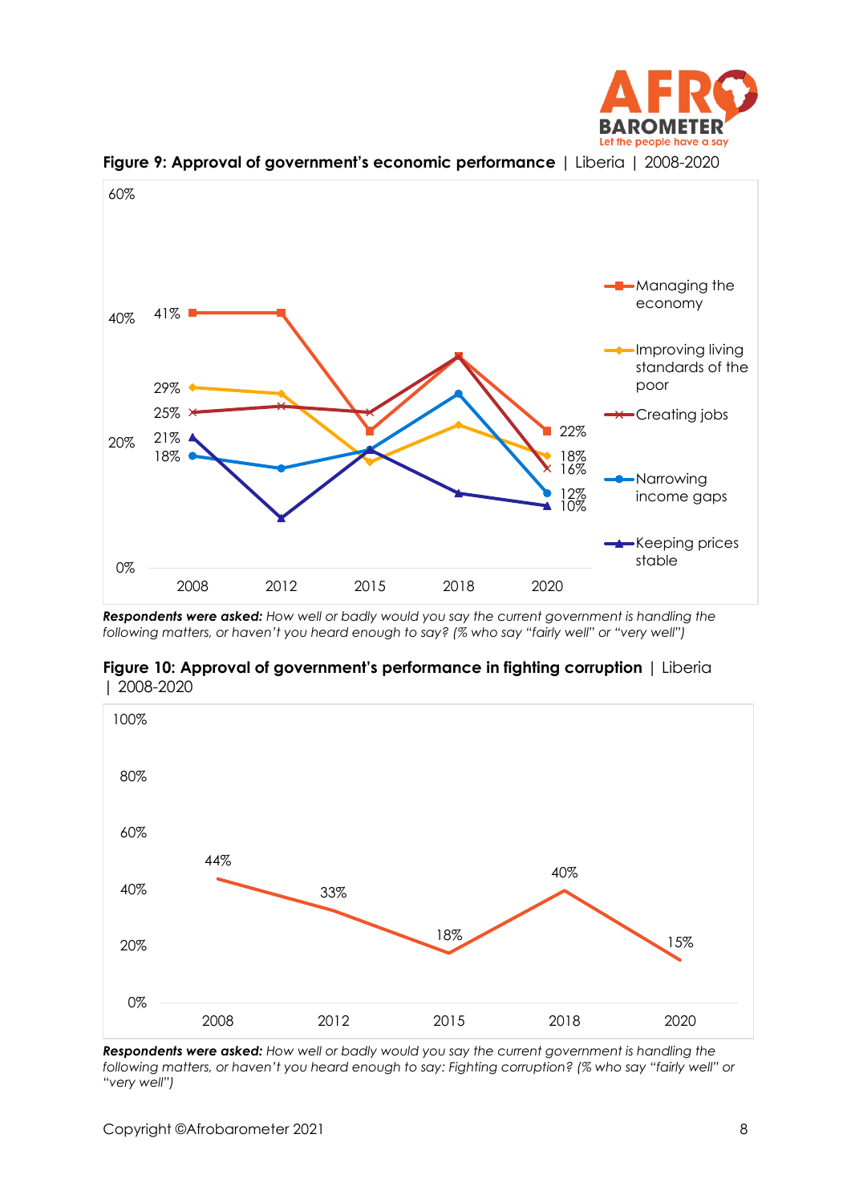**Figure 9: Approval of government's economic performance** | Liberia | 2008-2020

| | 2008 | 2012 | 2015 | 2018 | 2020 |
|---|---|---|---|---|---|
| Managing the economy | 41% | | | | 22% |
| Improving living standards of the poor | 29% | | | | 18% |
| Creating jobs | 25% | | | | 16% |
| Narrowing income gaps | 18% | | | | 12% |
| Keeping prices stable | 21% | | | | 10% |

***Respondents were asked:*** *How well or badly would you say the current government is handling the following matters, or haven't you heard enough to say? (% who say "fairly well" or "very well")*

**Figure 10: Approval of government's performance in fighting corruption** | Liberia | 2008-2020

| 2008 | 2012 | 2015 | 2018 | 2020 |
|---|---|---|---|---|
| 44% | 33% | 18% | 40% | 15% |

***Respondents were asked:*** *How well or badly would you say the current government is handling the following matters, or haven't you heard enough to say: Fighting corruption? (% who say "fairly well" or "very well")*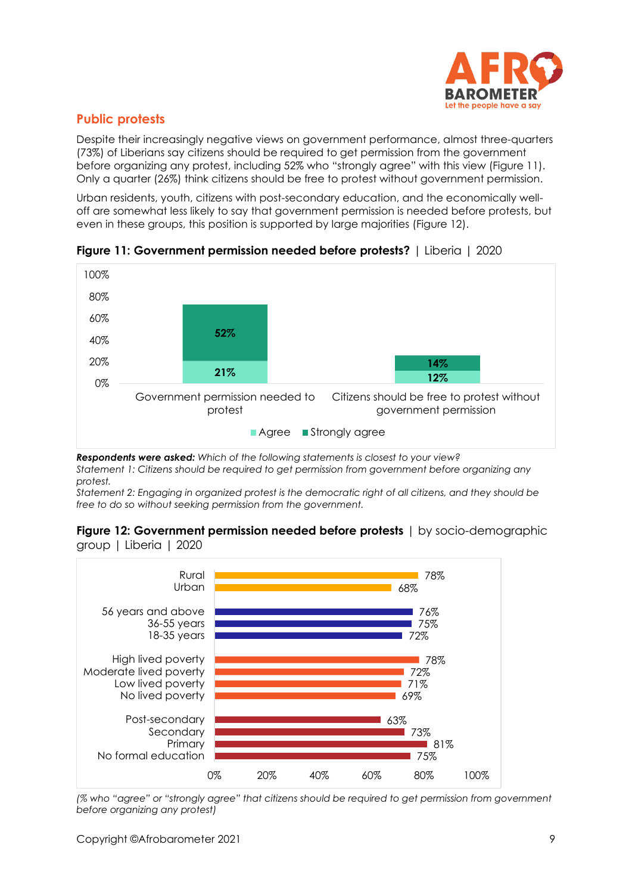## Public protests

Despite their increasingly negative views on government performance, almost three-quarters (73%) of Liberians say citizens should be required to get permission from the government before organizing any protest, including 52% who "strongly agree" with this view (Figure 11). Only a quarter (26%) think citizens should be free to protest without government permission.

Urban residents, youth, citizens with post-secondary education, and the economically well-off are somewhat less likely to say that government permission is needed before protests, but even in these groups, this position is supported by large majorities (Figure 12).

**Figure 11: Government permission needed before protests?** | Liberia | 2020

| | Agree | Strongly agree |
|---|---|---|
| Government permission needed to protest | 21% | 52% |
| Citizens should be free to protest without government permission | 12% | 14% |

***Respondents were asked:*** *Which of the following statements is closest to your view?*
*Statement 1: Citizens should be required to get permission from government before organizing any protest.*
*Statement 2: Engaging in organized protest is the democratic right of all citizens, and they should be free to do so without seeking permission from the government.*

**Figure 12: Government permission needed before protests** | by socio-demographic group | Liberia | 2020

| Group | % |
|---|---|
| Rural | 78% |
| Urban | 68% |
| 56 years and above | 76% |
| 36-55 years | 75% |
| 18-35 years | 72% |
| High lived poverty | 78% |
| Moderate lived poverty | 72% |
| Low lived poverty | 71% |
| No lived poverty | 69% |
| Post-secondary | 63% |
| Secondary | 73% |
| Primary | 81% |
| No formal education | 75% |

*(% who "agree" or "strongly agree" that citizens should be required to get permission from government before organizing any protest)*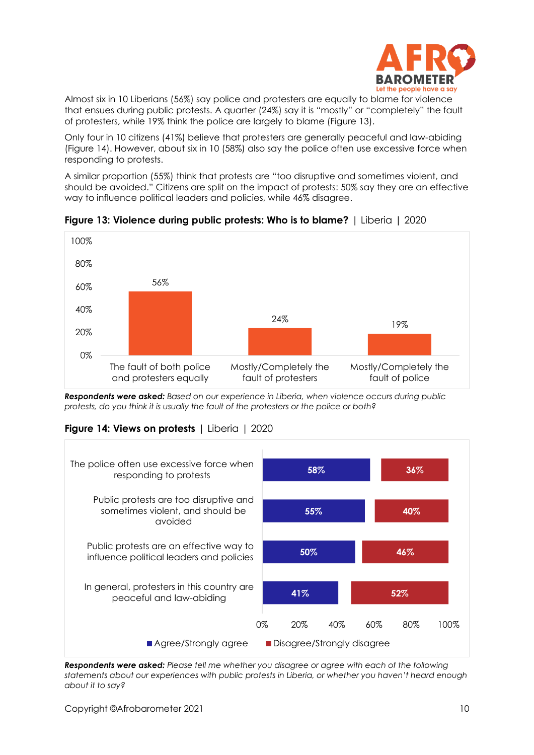Almost six in 10 Liberians (56%) say police and protesters are equally to blame for violence that ensues during public protests. A quarter (24%) say it is "mostly" or "completely" the fault of protesters, while 19% think the police are largely to blame (Figure 13).

Only four in 10 citizens (41%) believe that protesters are generally peaceful and law-abiding (Figure 14). However, about six in 10 (58%) also say the police often use excessive force when responding to protests.

A similar proportion (55%) think that protests are "too disruptive and sometimes violent, and should be avoided." Citizens are split on the impact of protests: 50% say they are an effective way to influence political leaders and policies, while 46% disagree.

**Figure 13: Violence during public protests: Who is to blame?** | Liberia | 2020

| | % |
|---|---|
| The fault of both police and protesters equally | 56% |
| Mostly/Completely the fault of protesters | 24% |
| Mostly/Completely the fault of police | 19% |

***Respondents were asked:*** *Based on our experience in Liberia, when violence occurs during public protests, do you think it is usually the fault of the protesters or the police or both?*

**Figure 14: Views on protests** | Liberia | 2020

| | Agree/Strongly agree | Disagree/Strongly disagree |
|---|---|---|
| The police often use excessive force when responding to protests | 58% | 36% |
| Public protests are too disruptive and sometimes violent, and should be avoided | 55% | 40% |
| Public protests are an effective way to influence political leaders and policies | 50% | 46% |
| In general, protesters in this country are peaceful and law-abiding | 41% | 52% |

***Respondents were asked:*** *Please tell me whether you disagree or agree with each of the following statements about our experiences with public protests in Liberia, or whether you haven't heard enough about it to say?*

Copyright ©Afrobarometer 2021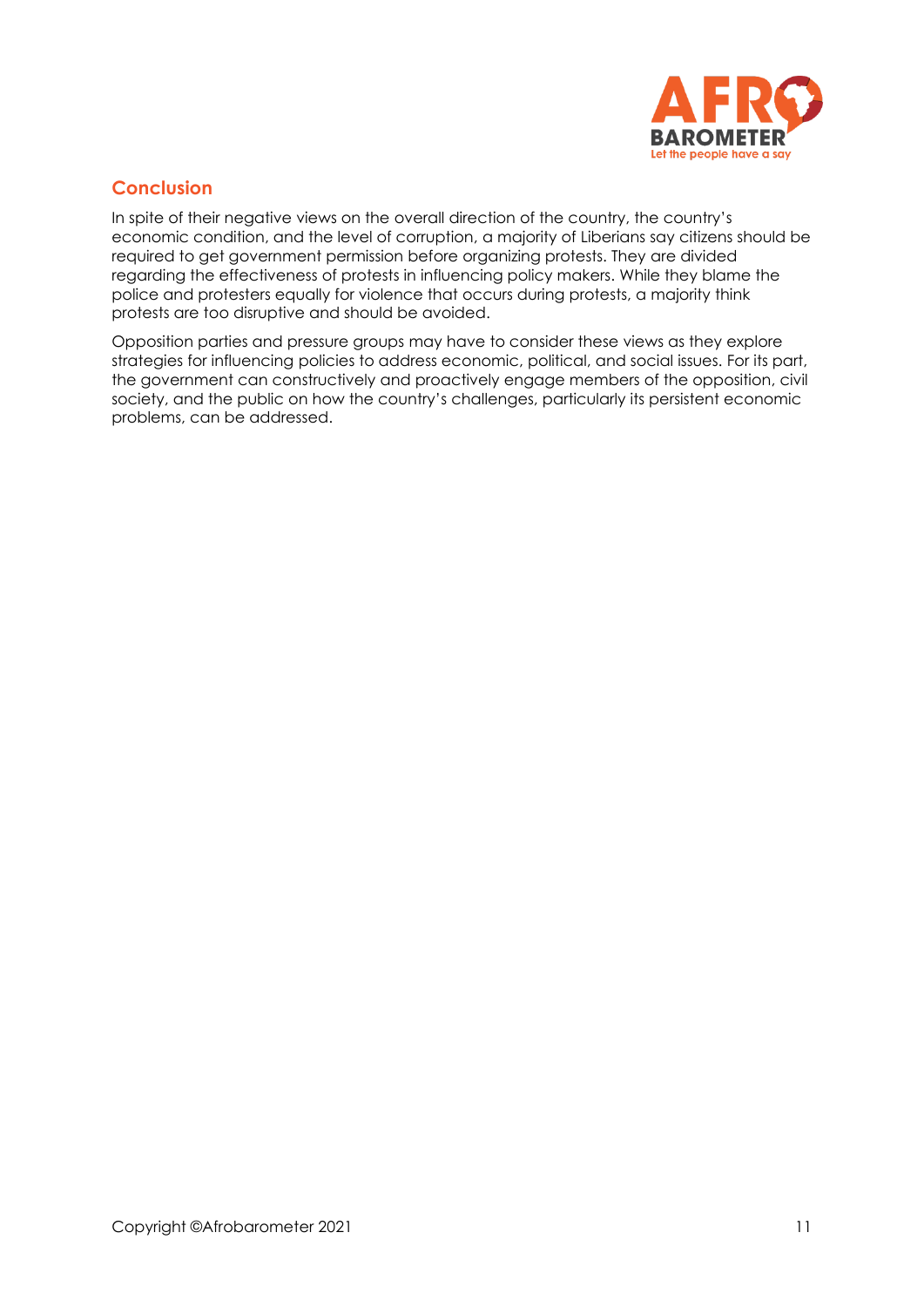## Conclusion

In spite of their negative views on the overall direction of the country, the country's economic condition, and the level of corruption, a majority of Liberians say citizens should be required to get government permission before organizing protests. They are divided regarding the effectiveness of protests in influencing policy makers. While they blame the police and protesters equally for violence that occurs during protests, a majority think protests are too disruptive and should be avoided.

Opposition parties and pressure groups may have to consider these views as they explore strategies for influencing policies to address economic, political, and social issues. For its part, the government can constructively and proactively engage members of the opposition, civil society, and the public on how the country's challenges, particularly its persistent economic problems, can be addressed.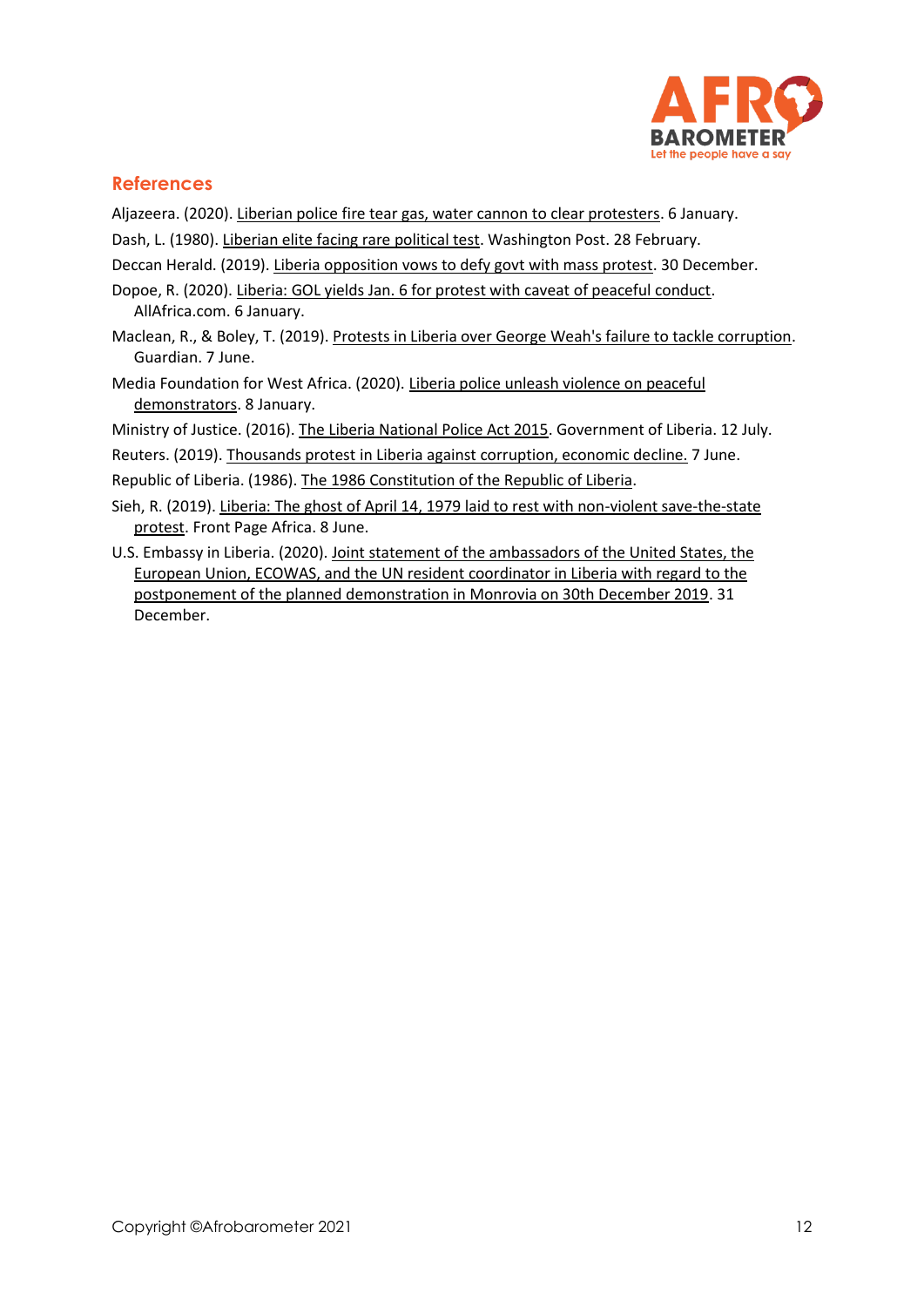## References

Aljazeera. (2020). Liberian police fire tear gas, water cannon to clear protesters. 6 January.

Dash, L. (1980). Liberian elite facing rare political test. Washington Post. 28 February.

Deccan Herald. (2019). Liberia opposition vows to defy govt with mass protest. 30 December.

Dopoe, R. (2020). Liberia: GOL yields Jan. 6 for protest with caveat of peaceful conduct. AllAfrica.com. 6 January.

Maclean, R., & Boley, T. (2019). Protests in Liberia over George Weah's failure to tackle corruption. Guardian. 7 June.

Media Foundation for West Africa. (2020). Liberia police unleash violence on peaceful demonstrators. 8 January.

Ministry of Justice. (2016). The Liberia National Police Act 2015. Government of Liberia. 12 July.

Reuters. (2019). Thousands protest in Liberia against corruption, economic decline. 7 June.

Republic of Liberia. (1986). The 1986 Constitution of the Republic of Liberia.

Sieh, R. (2019). Liberia: The ghost of April 14, 1979 laid to rest with non-violent save-the-state protest. Front Page Africa. 8 June.

U.S. Embassy in Liberia. (2020). Joint statement of the ambassadors of the United States, the European Union, ECOWAS, and the UN resident coordinator in Liberia with regard to the postponement of the planned demonstration in Monrovia on 30th December 2019. 31 December.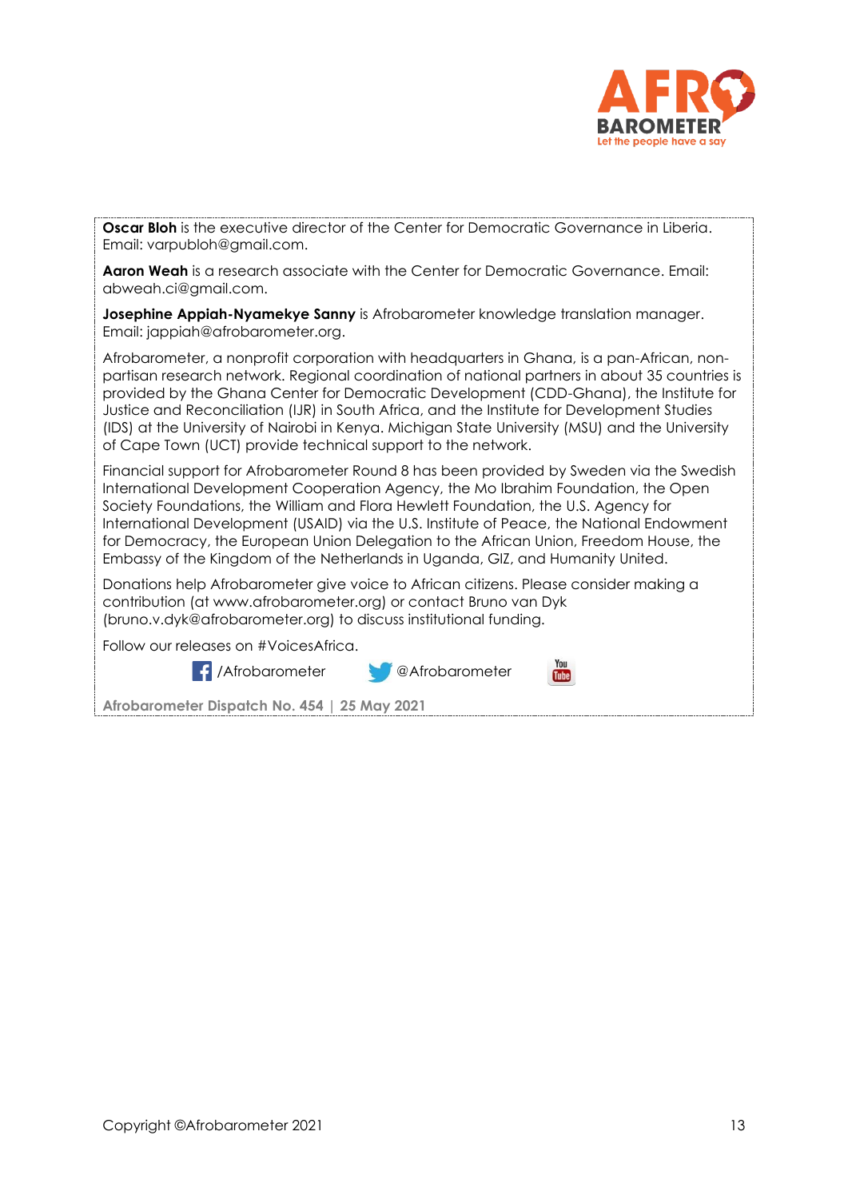**Oscar Bloh** is the executive director of the Center for Democratic Governance in Liberia. Email: varpubloh@gmail.com.

**Aaron Weah** is a research associate with the Center for Democratic Governance. Email: abweah.ci@gmail.com.

**Josephine Appiah-Nyamekye Sanny** is Afrobarometer knowledge translation manager. Email: jappiah@afrobarometer.org.

Afrobarometer, a nonprofit corporation with headquarters in Ghana, is a pan-African, non-partisan research network. Regional coordination of national partners in about 35 countries is provided by the Ghana Center for Democratic Development (CDD-Ghana), the Institute for Justice and Reconciliation (IJR) in South Africa, and the Institute for Development Studies (IDS) at the University of Nairobi in Kenya. Michigan State University (MSU) and the University of Cape Town (UCT) provide technical support to the network.

Financial support for Afrobarometer Round 8 has been provided by Sweden via the Swedish International Development Cooperation Agency, the Mo Ibrahim Foundation, the Open Society Foundations, the William and Flora Hewlett Foundation, the U.S. Agency for International Development (USAID) via the U.S. Institute of Peace, the National Endowment for Democracy, the European Union Delegation to the African Union, Freedom House, the Embassy of the Kingdom of the Netherlands in Uganda, GIZ, and Humanity United.

Donations help Afrobarometer give voice to African citizens. Please consider making a contribution (at www.afrobarometer.org) or contact Bruno van Dyk (bruno.v.dyk@afrobarometer.org) to discuss institutional funding.

Follow our releases on #VoicesAfrica.

/Afrobarometer    @Afrobarometer

**Afrobarometer Dispatch No. 454 | 25 May 2021**